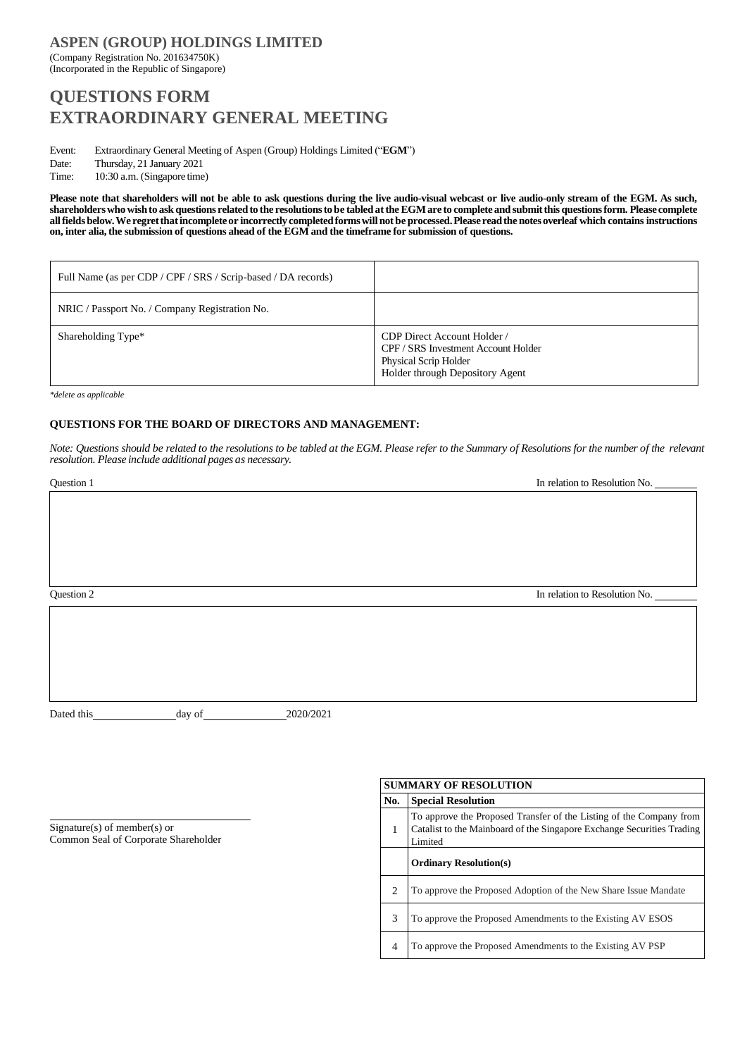**ASPEN (GROUP) HOLDINGS LIMITED**
(Company Registration No. 201634750K)
(Incorporated in the Republic of Singapore)

# QUESTIONS FORM
# EXTRAORDINARY GENERAL MEETING

Event: Extraordinary General Meeting of Aspen (Group) Holdings Limited ("**EGM**")
Date: Thursday, 21 January 2021
Time: 10:30 a.m. (Singapore time)

**Please note that shareholders will not be able to ask questions during the live audio-visual webcast or live audio-only stream of the EGM. As such, shareholders who wish to ask questions related to the resolutions to be tabled at the EGM are to complete and submit this questions form. Please complete all fields below. We regret that incomplete or incorrectly completed forms will not be processed. Please read the notes overleaf which contains instructions on, inter alia, the submission of questions ahead of the EGM and the timeframe for submission of questions.**

| | |
|---|---|
| Full Name (as per CDP / CPF / SRS / Scrip-based / DA records) | |
| NRIC / Passport No. / Company Registration No. | |
| Shareholding Type* | CDP Direct Account Holder / CPF / SRS Investment Account Holder Physical Scrip Holder Holder through Depository Agent |

*\*delete as applicable*

**QUESTIONS FOR THE BOARD OF DIRECTORS AND MANAGEMENT:**

*Note: Questions should be related to the resolutions to be tabled at the EGM. Please refer to the Summary of Resolutions for the number of the relevant resolution. Please include additional pages as necessary.*

Question 1 In relation to Resolution No. ________

Question 2 In relation to Resolution No. ________

Dated this ______________ day of ______________ 2020/2021

________________________________
Signature(s) of member(s) or
Common Seal of Corporate Shareholder

| **SUMMARY OF RESOLUTION** | |
|---|---|
| **No.** | **Special Resolution** |
| 1 | To approve the Proposed Transfer of the Listing of the Company from Catalist to the Mainboard of the Singapore Exchange Securities Trading Limited |
| | **Ordinary Resolution(s)** |
| 2 | To approve the Proposed Adoption of the New Share Issue Mandate |
| 3 | To approve the Proposed Amendments to the Existing AV ESOS |
| 4 | To approve the Proposed Amendments to the Existing AV PSP |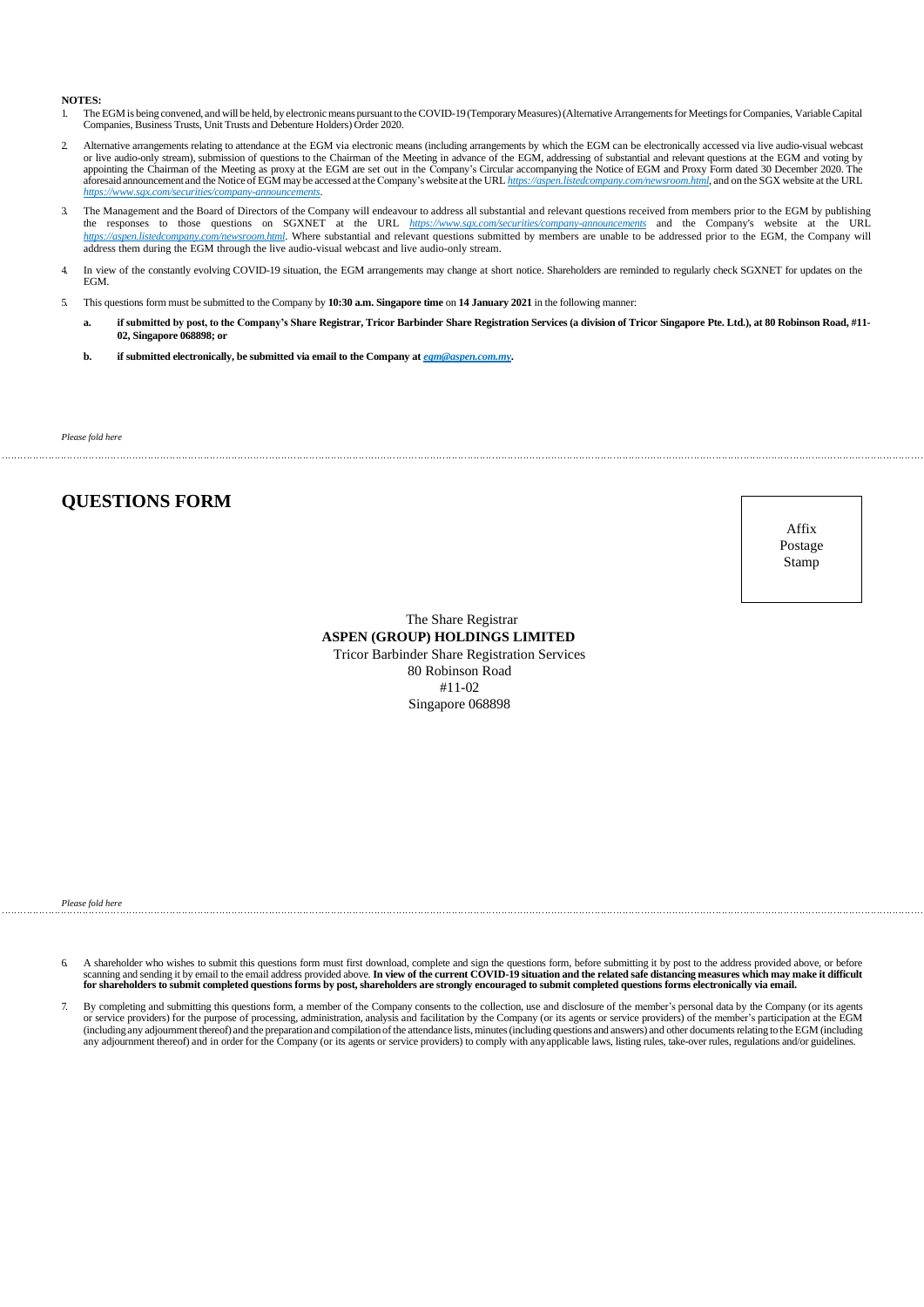**NOTES:**

1. The EGM is being convened, and will be held, by electronic means pursuant to the COVID-19 (Temporary Measures) (Alternative Arrangements for Meetings for Companies, Variable Capital Companies, Business Trusts, Unit Trusts and Debenture Holders) Order 2020.

2. Alternative arrangements relating to attendance at the EGM via electronic means (including arrangements by which the EGM can be electronically accessed via live audio-visual webcast or live audio-only stream), submission of questions to the Chairman of the Meeting in advance of the EGM, addressing of substantial and relevant questions at the EGM and voting by appointing the Chairman of the Meeting as proxy at the EGM are set out in the Company's Circular accompanying the Notice of EGM and Proxy Form dated 30 December 2020. The aforesaid announcement and the Notice of EGM may be accessed at the Company's website at the URL *https://aspen.listedcompany.com/newsroom.html*, and on the SGX website at the URL *https://www.sgx.com/securities/company-announcements*.

3. The Management and the Board of Directors of the Company will endeavour to address all substantial and relevant questions received from members prior to the EGM by publishing the responses to those questions on SGXNET at the URL *https://www.sgx.com/securities/company-announcements* and the Company's website at the URL *https://aspen.listedcompany.com/newsroom.html*. Where substantial and relevant questions submitted by members are unable to be addressed prior to the EGM, the Company will address them during the EGM through the live audio-visual webcast and live audio-only stream.

4. In view of the constantly evolving COVID-19 situation, the EGM arrangements may change at short notice. Shareholders are reminded to regularly check SGXNET for updates on the EGM.

5. This questions form must be submitted to the Company by **10:30 a.m. Singapore time** on **14 January 2021** in the following manner:

   **a. if submitted by post, to the Company's Share Registrar, Tricor Barbinder Share Registration Services (a division of Tricor Singapore Pte. Ltd.), at 80 Robinson Road, #11-02, Singapore 068898; or**

   **b. if submitted electronically, be submitted via email to the Company at *egm@aspen.com.my*.**

*Please fold here*

# QUESTIONS FORM

Affix
Postage
Stamp

The Share Registrar
**ASPEN (GROUP) HOLDINGS LIMITED**
Tricor Barbinder Share Registration Services
80 Robinson Road
#11-02
Singapore 068898

*Please fold here*

6. A shareholder who wishes to submit this questions form must first download, complete and sign the questions form, before submitting it by post to the address provided above, or before scanning and sending it by email to the email address provided above. **In view of the current COVID-19 situation and the related safe distancing measures which may make it difficult for shareholders to submit completed questions forms by post, shareholders are strongly encouraged to submit completed questions forms electronically via email.**

7. By completing and submitting this questions form, a member of the Company consents to the collection, use and disclosure of the member's personal data by the Company (or its agents or service providers) for the purpose of processing, administration, analysis and facilitation by the Company (or its agents or service providers) of the member's participation at the EGM (including any adjournment thereof) and the preparation and compilation of the attendance lists, minutes (including questions and answers) and other documents relating to the EGM (including any adjournment thereof) and in order for the Company (or its agents or service providers) to comply with any applicable laws, listing rules, take-over rules, regulations and/or guidelines.